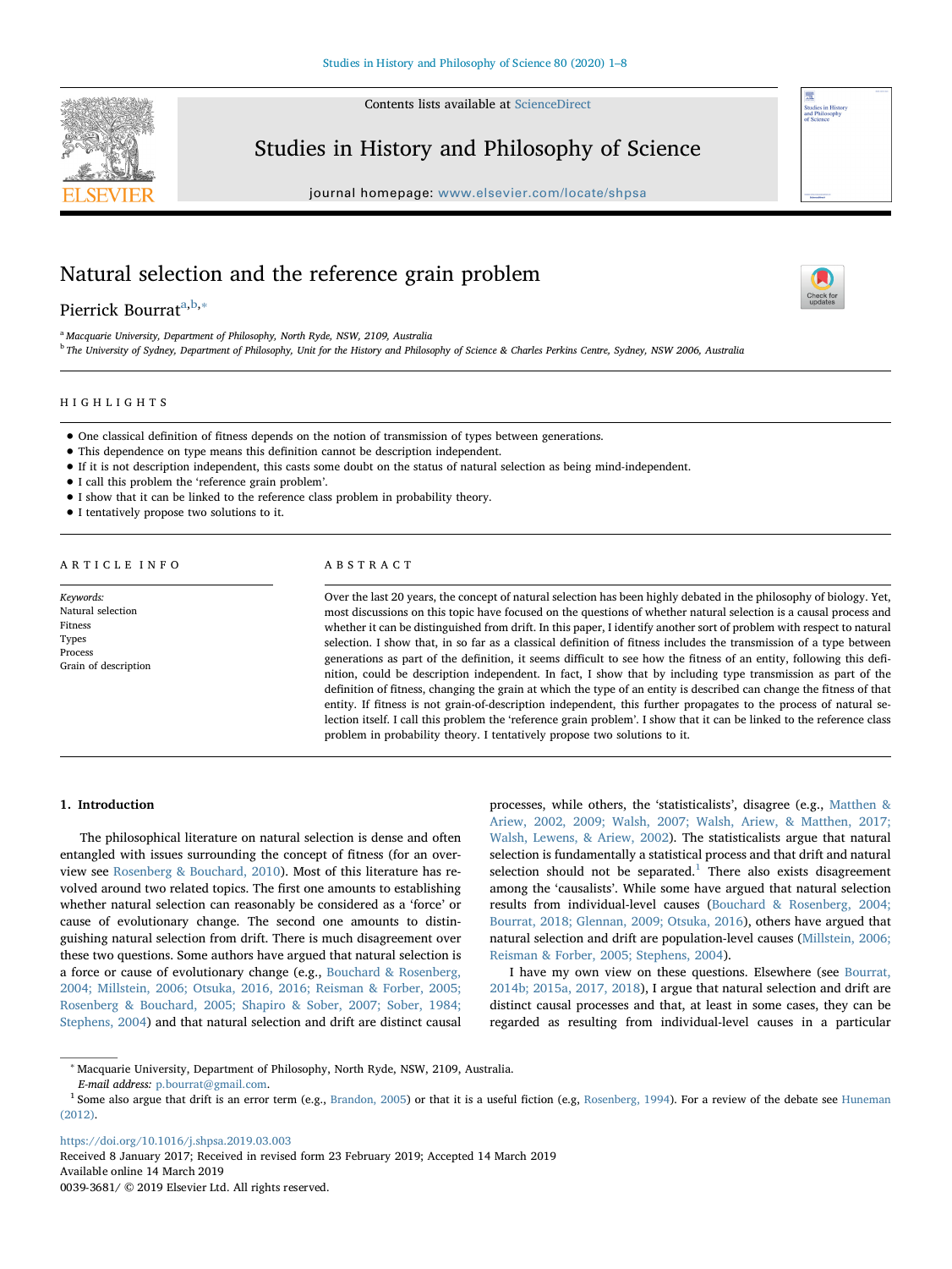# Natural selection and the reference grain problem

Pierrick Bourrat[a,b,*]

[a] Macquarie University, Department of Philosophy, North Ryde, NSW, 2109, Australia

[b] The University of Sydney, Department of Philosophy, Unit for the History and Philosophy of Science & Charles Perkins Centre, Sydney, NSW 2006, Australia

## HIGHLIGHTS

- One classical definition of fitness depends on the notion of transmission of types between generations.
- This dependence on type means this definition cannot be description independent.
- If it is not description independent, this casts some doubt on the status of natural selection as being mind-independent.
- I call this problem the 'reference grain problem'.
- I show that it can be linked to the reference class problem in probability theory.
- I tentatively propose two solutions to it.

## ARTICLE INFO

*Keywords:*
Natural selection
Fitness
Types
Process
Grain of description

## ABSTRACT

Over the last 20 years, the concept of natural selection has been highly debated in the philosophy of biology. Yet, most discussions on this topic have focused on the questions of whether natural selection is a causal process and whether it can be distinguished from drift. In this paper, I identify another sort of problem with respect to natural selection. I show that, in so far as a classical definition of fitness includes the transmission of a type between generations as part of the definition, it seems difficult to see how the fitness of an entity, following this definition, could be description independent. In fact, I show that by including type transmission as part of the definition of fitness, changing the grain at which the type of an entity is described can change the fitness of that entity. If fitness is not grain-of-description independent, this further propagates to the process of natural selection itself. I call this problem the 'reference grain problem'. I show that it can be linked to the reference class problem in probability theory. I tentatively propose two solutions to it.

## 1. Introduction

The philosophical literature on natural selection is dense and often entangled with issues surrounding the concept of fitness (for an overview see Rosenberg & Bouchard, 2010). Most of this literature has revolved around two related topics. The first one amounts to establishing whether natural selection can reasonably be considered as a 'force' or cause of evolutionary change. The second one amounts to distinguishing natural selection from drift. There is much disagreement over these two questions. Some authors have argued that natural selection is a force or cause of evolutionary change (e.g., Bouchard & Rosenberg, 2004; Millstein, 2006; Otsuka, 2016, 2016; Reisman & Forber, 2005; Rosenberg & Bouchard, 2005; Shapiro & Sober, 2007; Sober, 1984; Stephens, 2004) and that natural selection and drift are distinct causal processes, while others, the 'statisticalists', disagree (e.g., Matthen & Ariew, 2002, 2009; Walsh, 2007; Walsh, Ariew, & Matthen, 2017; Walsh, Lewens, & Ariew, 2002). The statisticalists argue that natural selection is fundamentally a statistical process and that drift and natural selection should not be separated.[1] There also exists disagreement among the 'causalists'. While some have argued that natural selection results from individual-level causes (Bouchard & Rosenberg, 2004; Bourrat, 2018; Glennan, 2009; Otsuka, 2016), others have argued that natural selection and drift are population-level causes (Millstein, 2006; Reisman & Forber, 2005; Stephens, 2004).

I have my own view on these questions. Elsewhere (see Bourrat, 2014b; 2015a, 2017, 2018), I argue that natural selection and drift are distinct causal processes and that, at least in some cases, they can be regarded as resulting from individual-level causes in a particular

---

* Macquarie University, Department of Philosophy, North Ryde, NSW, 2109, Australia.
*E-mail address:* p.bourrat@gmail.com.

[1] Some also argue that drift is an error term (e.g., Brandon, 2005) or that it is a useful fiction (e.g, Rosenberg, 1994). For a review of the debate see Huneman (2012).

https://doi.org/10.1016/j.shpsa.2019.03.003
Received 8 January 2017; Received in revised form 23 February 2019; Accepted 14 March 2019
Available online 14 March 2019
0039-3681/ © 2019 Elsevier Ltd. All rights reserved.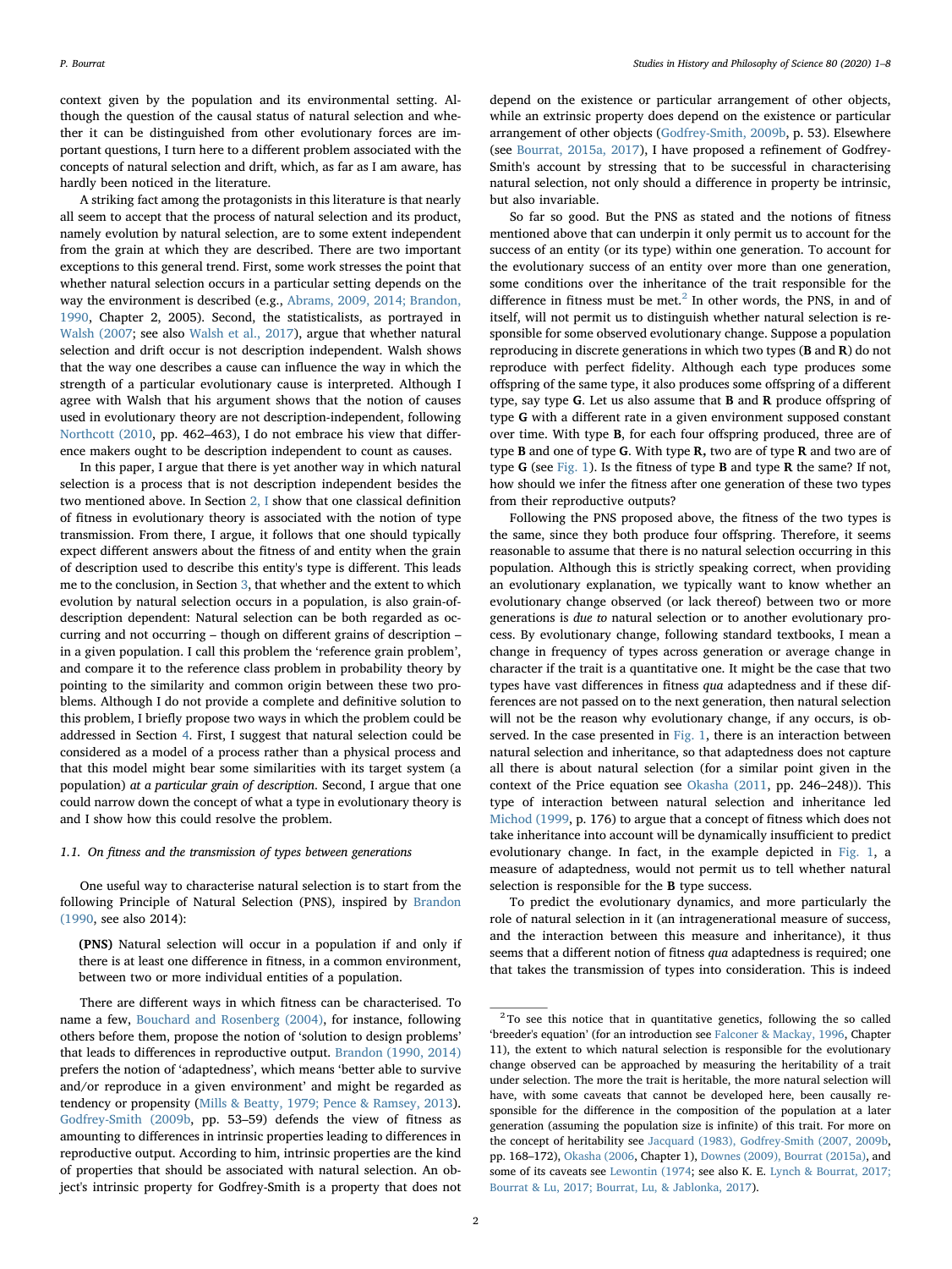context given by the population and its environmental setting. Although the question of the causal status of natural selection and whether it can be distinguished from other evolutionary forces are important questions, I turn here to a different problem associated with the concepts of natural selection and drift, which, as far as I am aware, has hardly been noticed in the literature.

A striking fact among the protagonists in this literature is that nearly all seem to accept that the process of natural selection and its product, namely evolution by natural selection, are to some extent independent from the grain at which they are described. There are two important exceptions to this general trend. First, some work stresses the point that whether natural selection occurs in a particular setting depends on the way the environment is described (e.g., Abrams, 2009, 2014; Brandon, 1990, Chapter 2, 2005). Second, the statisticalists, as portrayed in Walsh (2007; see also Walsh et al., 2017), argue that whether natural selection and drift occur is not description independent. Walsh shows that the way one describes a cause can influence the way in which the strength of a particular evolutionary cause is interpreted. Although I agree with Walsh that his argument shows that the notion of causes used in evolutionary theory are not description-independent, following Northcott (2010, pp. 462–463), I do not embrace his view that difference makers ought to be description independent to count as causes.

In this paper, I argue that there is yet another way in which natural selection is a process that is not description independent besides the two mentioned above. In Section 2, I show that one classical definition of fitness in evolutionary theory is associated with the notion of type transmission. From there, I argue, it follows that one should typically expect different answers about the fitness of and entity when the grain of description used to describe this entity's type is different. This leads me to the conclusion, in Section 3, that whether and the extent to which evolution by natural selection occurs in a population, is also grain-of-description dependent: Natural selection can be both regarded as occurring and not occurring – though on different grains of description – in a given population. I call this problem the 'reference grain problem', and compare it to the reference class problem in probability theory by pointing to the similarity and common origin between these two problems. Although I do not provide a complete and definitive solution to this problem, I briefly propose two ways in which the problem could be addressed in Section 4. First, I suggest that natural selection could be considered as a model of a process rather than a physical process and that this model might bear some similarities with its target system (a population) *at a particular grain of description*. Second, I argue that one could narrow down the concept of what a type in evolutionary theory is and I show how this could resolve the problem.

### 1.1. On fitness and the transmission of types between generations

One useful way to characterise natural selection is to start from the following Principle of Natural Selection (PNS), inspired by Brandon (1990, see also 2014):

> **(PNS)** Natural selection will occur in a population if and only if there is at least one difference in fitness, in a common environment, between two or more individual entities of a population.

There are different ways in which fitness can be characterised. To name a few, Bouchard and Rosenberg (2004), for instance, following others before them, propose the notion of 'solution to design problems' that leads to differences in reproductive output. Brandon (1990, 2014) prefers the notion of 'adaptedness', which means 'better able to survive and/or reproduce in a given environment' and might be regarded as tendency or propensity (Mills & Beatty, 1979; Pence & Ramsey, 2013). Godfrey-Smith (2009b, pp. 53–59) defends the view of fitness as amounting to differences in intrinsic properties leading to differences in reproductive output. According to him, intrinsic properties are the kind of properties that should be associated with natural selection. An object's intrinsic property for Godfrey-Smith is a property that does not depend on the existence or particular arrangement of other objects, while an extrinsic property does depend on the existence or particular arrangement of other objects (Godfrey-Smith, 2009b, p. 53). Elsewhere (see Bourrat, 2015a, 2017), I have proposed a refinement of Godfrey-Smith's account by stressing that to be successful in characterising natural selection, not only should a difference in property be intrinsic, but also invariable.

So far so good. But the PNS as stated and the notions of fitness mentioned above that can underpin it only permit us to account for the success of an entity (or its type) within one generation. To account for the evolutionary success of an entity over more than one generation, some conditions over the inheritance of the trait responsible for the difference in fitness must be met.[2] In other words, the PNS, in and of itself, will not permit us to distinguish whether natural selection is responsible for some observed evolutionary change. Suppose a population reproducing in discrete generations in which two types (**B** and **R**) do not reproduce with perfect fidelity. Although each type produces some offspring of the same type, it also produces some offspring of a different type, say type **G**. Let us also assume that **B** and **R** produce offspring of type **G** with a different rate in a given environment supposed constant over time. With type **B**, for each four offspring produced, three are of type **B** and one of type **G**. With type **R,** two are of type **R** and two are of type **G** (see Fig. 1). Is the fitness of type **B** and type **R** the same? If not, how should we infer the fitness after one generation of these two types from their reproductive outputs?

Following the PNS proposed above, the fitness of the two types is the same, since they both produce four offspring. Therefore, it seems reasonable to assume that there is no natural selection occurring in this population. Although this is strictly speaking correct, when providing an evolutionary explanation, we typically want to know whether an evolutionary change observed (or lack thereof) between two or more generations is *due to* natural selection or to another evolutionary process. By evolutionary change, following standard textbooks, I mean a change in frequency of types across generation or average change in character if the trait is a quantitative one. It might be the case that two types have vast differences in fitness *qua* adaptedness and if these differences are not passed on to the next generation, then natural selection will not be the reason why evolutionary change, if any occurs, is observed. In the case presented in Fig. 1, there is an interaction between natural selection and inheritance, so that adaptedness does not capture all there is about natural selection (for a similar point given in the context of the Price equation see Okasha (2011, pp. 246–248)). This type of interaction between natural selection and inheritance led Michod (1999, p. 176) to argue that a concept of fitness which does not take inheritance into account will be dynamically insufficient to predict evolutionary change. In fact, in the example depicted in Fig. 1, a measure of adaptedness, would not permit us to tell whether natural selection is responsible for the **B** type success.

To predict the evolutionary dynamics, and more particularly the role of natural selection in it (an intragenerational measure of success, and the interaction between this measure and inheritance), it thus seems that a different notion of fitness *qua* adaptedness is required; one that takes the transmission of types into consideration. This is indeed

[2] To see this notice that in quantitative genetics, following the so called 'breeder's equation' (for an introduction see Falconer & Mackay, 1996, Chapter 11), the extent to which natural selection is responsible for the evolutionary change observed can be approached by measuring the heritability of a trait under selection. The more the trait is heritable, the more natural selection will have, with some caveats that cannot be developed here, been causally responsible for the difference in the composition of the population at a later generation (assuming the population size is infinite) of this trait. For more on the concept of heritability see Jacquard (1983), Godfrey-Smith (2007, 2009b, pp. 168–172), Okasha (2006, Chapter 1), Downes (2009), Bourrat (2015a), and some of its caveats see Lewontin (1974; see also K. E. Lynch & Bourrat, 2017; Bourrat & Lu, 2017; Bourrat, Lu, & Jablonka, 2017).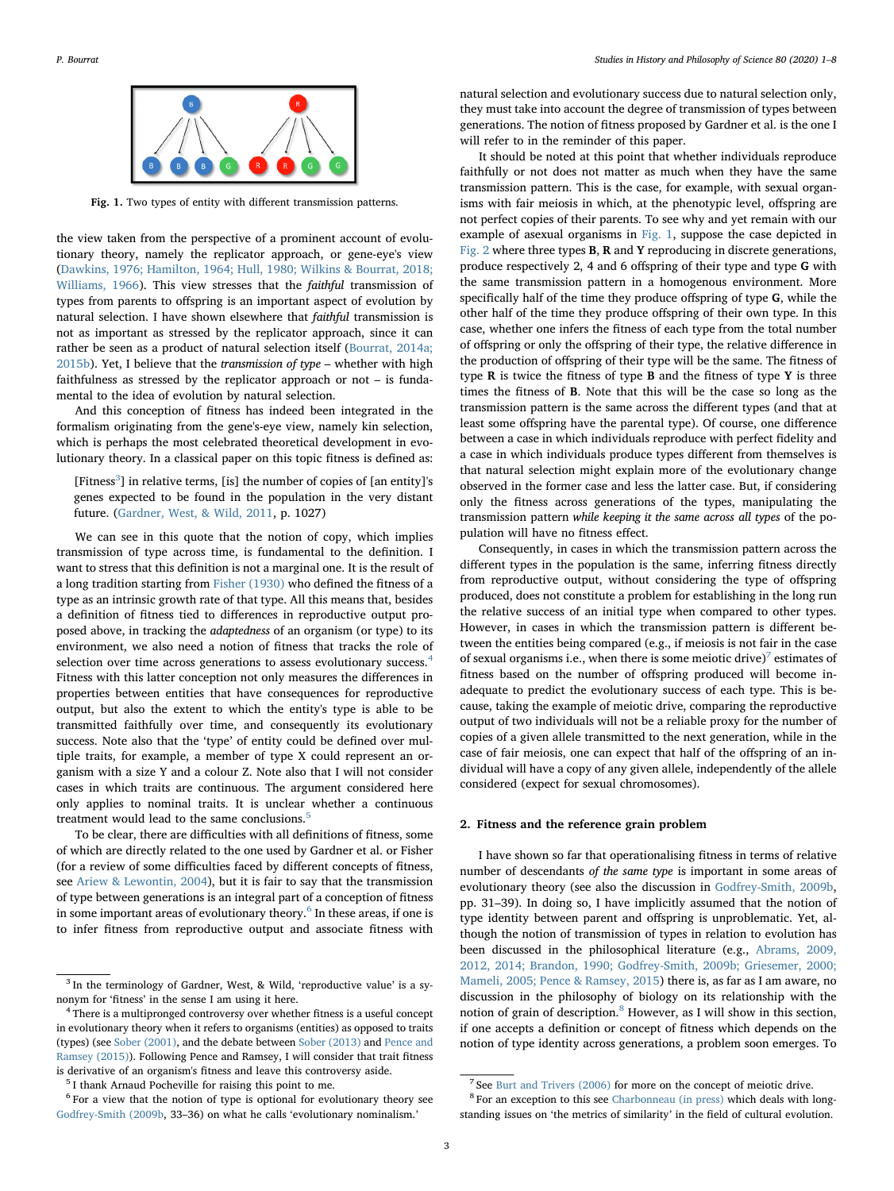Fig. 1. Two types of entity with different transmission patterns.

the view taken from the perspective of a prominent account of evolutionary theory, namely the replicator approach, or gene-eye's view (Dawkins, 1976; Hamilton, 1964; Hull, 1980; Wilkins & Bourrat, 2018; Williams, 1966). This view stresses that the *faithful* transmission of types from parents to offspring is an important aspect of evolution by natural selection. I have shown elsewhere that *faithful* transmission is not as important as stressed by the replicator approach, since it can rather be seen as a product of natural selection itself (Bourrat, 2014a; 2015b). Yet, I believe that the *transmission of type* – whether with high faithfulness as stressed by the replicator approach or not – is fundamental to the idea of evolution by natural selection.

And this conception of fitness has indeed been integrated in the formalism originating from the gene's-eye view, namely kin selection, which is perhaps the most celebrated theoretical development in evolutionary theory. In a classical paper on this topic fitness is defined as:

> [Fitness[3]] in relative terms, [is] the number of copies of [an entity]'s genes expected to be found in the population in the very distant future. (Gardner, West, & Wild, 2011, p. 1027)

We can see in this quote that the notion of copy, which implies transmission of type across time, is fundamental to the definition. I want to stress that this definition is not a marginal one. It is the result of a long tradition starting from Fisher (1930) who defined the fitness of a type as an intrinsic growth rate of that type. All this means that, besides a definition of fitness tied to differences in reproductive output proposed above, in tracking the *adaptedness* of an organism (or type) to its environment, we also need a notion of fitness that tracks the role of selection over time across generations to assess evolutionary success.[4] Fitness with this latter conception not only measures the differences in properties between entities that have consequences for reproductive output, but also the extent to which the entity's type is able to be transmitted faithfully over time, and consequently its evolutionary success. Note also that the 'type' of entity could be defined over multiple traits, for example, a member of type X could represent an organism with a size Y and a colour Z. Note also that I will not consider cases in which traits are continuous. The argument considered here only applies to nominal traits. It is unclear whether a continuous treatment would lead to the same conclusions.[5]

To be clear, there are difficulties with all definitions of fitness, some of which are directly related to the one used by Gardner et al. or Fisher (for a review of some difficulties faced by different concepts of fitness, see Ariew & Lewontin, 2004), but it is fair to say that the transmission of type between generations is an integral part of a conception of fitness in some important areas of evolutionary theory.[6] In these areas, if one is to infer fitness from reproductive output and associate fitness with natural selection and evolutionary success due to natural selection only, they must take into account the degree of transmission of types between generations. The notion of fitness proposed by Gardner et al. is the one I will refer to in the reminder of this paper.

It should be noted at this point that whether individuals reproduce faithfully or not does not matter as much when they have the same transmission pattern. This is the case, for example, with sexual organisms with fair meiosis in which, at the phenotypic level, offspring are not perfect copies of their parents. To see why and yet remain with our example of asexual organisms in Fig. 1, suppose the case depicted in Fig. 2 where three types **B**, **R** and **Y** reproducing in discrete generations, produce respectively 2, 4 and 6 offspring of their type and type **G** with the same transmission pattern in a homogenous environment. More specifically half of the time they produce offspring of type **G**, while the other half of the time they produce offspring of their own type. In this case, whether one infers the fitness of each type from the total number of offspring or only the offspring of their type, the relative difference in the production of offspring of their type will be the same. The fitness of type **R** is twice the fitness of type **B** and the fitness of type **Y** is three times the fitness of **B**. Note that this will be the case so long as the transmission pattern is the same across the different types (and that at least some offspring have the parental type). Of course, one difference between a case in which individuals reproduce with perfect fidelity and a case in which individuals produce types different from themselves is that natural selection might explain more of the evolutionary change observed in the former case and less the latter case. But, if considering only the fitness across generations of the types, manipulating the transmission pattern *while keeping it the same across all types* of the population will have no fitness effect.

Consequently, in cases in which the transmission pattern across the different types in the population is the same, inferring fitness directly from reproductive output, without considering the type of offspring produced, does not constitute a problem for establishing in the long run the relative success of an initial type when compared to other types. However, in cases in which the transmission pattern is different between the entities being compared (e.g., if meiosis is not fair in the case of sexual organisms i.e., when there is some meiotic drive)[7] estimates of fitness based on the number of offspring produced will become inadequate to predict the evolutionary success of each type. This is because, taking the example of meiotic drive, comparing the reproductive output of two individuals will not be a reliable proxy for the number of copies of a given allele transmitted to the next generation, while in the case of fair meiosis, one can expect that half of the offspring of an individual will have a copy of any given allele, independently of the allele considered (expect for sexual chromosomes).

## 2. Fitness and the reference grain problem

I have shown so far that operationalising fitness in terms of relative number of descendants *of the same type* is important in some areas of evolutionary theory (see also the discussion in Godfrey-Smith, 2009b, pp. 31–39). In doing so, I have implicitly assumed that the notion of type identity between parent and offspring is unproblematic. Yet, although the notion of transmission of types in relation to evolution has been discussed in the philosophical literature (e.g., Abrams, 2009, 2012, 2014; Brandon, 1990; Godfrey-Smith, 2009b; Griesemer, 2000; Mameli, 2005; Pence & Ramsey, 2015) there is, as far as I am aware, no discussion in the philosophy of biology on its relationship with the notion of grain of description.[8] However, as I will show in this section, if one accepts a definition or concept of fitness which depends on the notion of type identity across generations, a problem soon emerges. To

---

[3] In the terminology of Gardner, West, & Wild, 'reproductive value' is a synonym for 'fitness' in the sense I am using it here.

[4] There is a multipronged controversy over whether fitness is a useful concept in evolutionary theory when it refers to organisms (entities) as opposed to traits (types) (see Sober (2001), and the debate between Sober (2013) and Pence and Ramsey (2015)). Following Pence and Ramsey, I will consider that trait fitness is derivative of an organism's fitness and leave this controversy aside.

[5] I thank Arnaud Pocheville for raising this point to me.

[6] For a view that the notion of type is optional for evolutionary theory see Godfrey-Smith (2009b, 33–36) on what he calls 'evolutionary nominalism.'

[7] See Burt and Trivers (2006) for more on the concept of meiotic drive.

[8] For an exception to this see Charbonneau (in press) which deals with longstanding issues on 'the metrics of similarity' in the field of cultural evolution.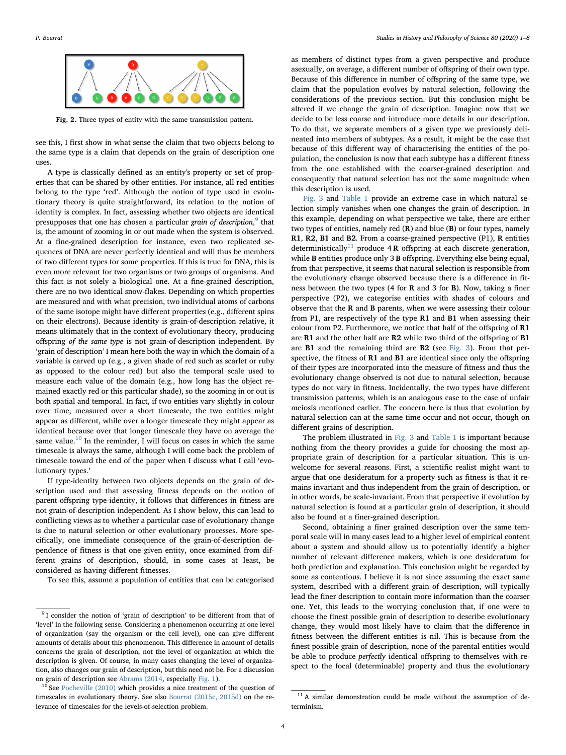Fig. 2. Three types of entity with the same transmission pattern.

see this, I first show in what sense the claim that two objects belong to the same type is a claim that depends on the grain of description one uses.

A type is classically defined as an entity's property or set of properties that can be shared by other entities. For instance, all red entities belong to the type 'red'. Although the notion of type used in evolutionary theory is quite straightforward, its relation to the notion of identity is complex. In fact, assessing whether two objects are identical presupposes that one has chosen a particular *grain of description*,[9] that is, the amount of zooming in or out made when the system is observed. At a fine-grained description for instance, even two replicated sequences of DNA are never perfectly identical and will thus be members of two different types for some properties. If this is true for DNA, this is even more relevant for two organisms or two groups of organisms. And this fact is not solely a biological one. At a fine-grained description, there are no two identical snow-flakes. Depending on which properties are measured and with what precision, two individual atoms of carbons of the same isotope might have different properties (e.g., different spins on their electrons). Because identity is grain-of-description relative, it means ultimately that in the context of evolutionary theory, producing offspring *of the same type* is not grain-of-description independent. By 'grain of description' I mean here both the way in which the domain of a variable is carved up (e.g., a given shade of red such as scarlet or ruby as opposed to the colour red) but also the temporal scale used to measure each value of the domain (e.g., how long has the object remained exactly red or this particular shade), so the zooming in or out is both spatial and temporal. In fact, if two entities vary slightly in colour over time, measured over a short timescale, the two entities might appear as different, while over a longer timescale they might appear as identical because over that longer timescale they have on average the same value.[10] In the reminder, I will focus on cases in which the same timescale is always the same, although I will come back the problem of timescale toward the end of the paper when I discuss what I call 'evolutionary types.'

If type-identity between two objects depends on the grain of description used and that assessing fitness depends on the notion of parent-offspring type-identity, it follows that differences in fitness are not grain-of-description independent. As I show below, this can lead to conflicting views as to whether a particular case of evolutionary change is due to natural selection or other evolutionary processes. More specifically, one immediate consequence of the grain-of-description dependence of fitness is that one given entity, once examined from different grains of description, should, in some cases at least, be considered as having different fitnesses.

To see this, assume a population of entities that can be categorised as members of distinct types from a given perspective and produce asexually, on average, a different number of offspring of their own type. Because of this difference in number of offspring of the same type, we claim that the population evolves by natural selection, following the considerations of the previous section. But this conclusion might be altered if we change the grain of description. Imagine now that we decide to be less coarse and introduce more details in our description. To do that, we separate members of a given type we previously delineated into members of subtypes. As a result, it might be the case that because of this different way of characterising the entities of the population, the conclusion is now that each subtype has a different fitness from the one established with the coarser-grained description and consequently that natural selection has not the same magnitude when this description is used.

Fig. 3 and Table 1 provide an extreme case in which natural selection simply vanishes when one changes the grain of description. In this example, depending on what perspective we take, there are either two types of entities, namely red (**R**) and blue (**B**) or four types, namely **R1**, **R2**, **B1** and **B2**. From a coarse-grained perspective (P1), **R** entities deterministically[11] produce 4 **R** offspring at each discrete generation, while **B** entities produce only 3 **B** offspring. Everything else being equal, from that perspective, it seems that natural selection is responsible from the evolutionary change observed because there is a difference in fitness between the two types (4 for **R** and 3 for **B**). Now, taking a finer perspective (P2), we categorise entities with shades of colours and observe that the **R** and **B** parents, when we were assessing their colour from P1, are respectively of the type **R1** and **B1** when assessing their colour from P2. Furthermore, we notice that half of the offspring of **R1** are **R1** and the other half are **R2** while two third of the offspring of **B1** are **B1** and the remaining third are **B2** (see Fig. 3). From that perspective, the fitness of **R1** and **B1** are identical since only the offspring of their types are incorporated into the measure of fitness and thus the evolutionary change observed is not due to natural selection, because types do not vary in fitness. Incidentally, the two types have different transmission patterns, which is an analogous case to the case of unfair meiosis mentioned earlier. The concern here is thus that evolution by natural selection can at the same time occur and not occur, though on different grains of description.

The problem illustrated in Fig. 3 and Table 1 is important because nothing from the theory provides a guide for choosing the most appropriate grain of description for a particular situation. This is unwelcome for several reasons. First, a scientific realist might want to argue that one desideratum for a property such as fitness is that it remains invariant and thus independent from the grain of description, or in other words, be scale-invariant. From that perspective if evolution by natural selection is found at a particular grain of description, it should also be found at a finer-grained description.

Second, obtaining a finer grained description over the same temporal scale will in many cases lead to a higher level of empirical content about a system and should allow us to potentially identify a higher number of relevant difference makers, which is one desideratum for both prediction and explanation. This conclusion might be regarded by some as contentious. I believe it is not since assuming the exact same system, described with a different grain of description, will typically lead the finer description to contain more information than the coarser one. Yet, this leads to the worrying conclusion that, if one were to choose the finest possible grain of description to describe evolutionary change, they would most likely have to claim that the difference in fitness between the different entities is nil. This is because from the finest possible grain of description, none of the parental entities would be able to produce *perfectly* identical offspring to themselves with respect to the focal (determinable) property and thus the evolutionary

[9] I consider the notion of 'grain of description' to be different from that of 'level' in the following sense. Considering a phenomenon occurring at one level of organization (say the organism or the cell level), one can give different amounts of details about this phenomenon. This difference in amount of details concerns the grain of description, not the level of organization at which the description is given. Of course, in many cases changing the level of organization, also changes our grain of description, but this need not be. For a discussion on grain of description see Abrams (2014, especially Fig. 1).

[10] See Pocheville (2010) which provides a nice treatment of the question of timescales in evolutionary theory. See also Bourrat (2015c, 2015d) on the relevance of timescales for the levels-of-selection problem.

[11] A similar demonstration could be made without the assumption of determinism.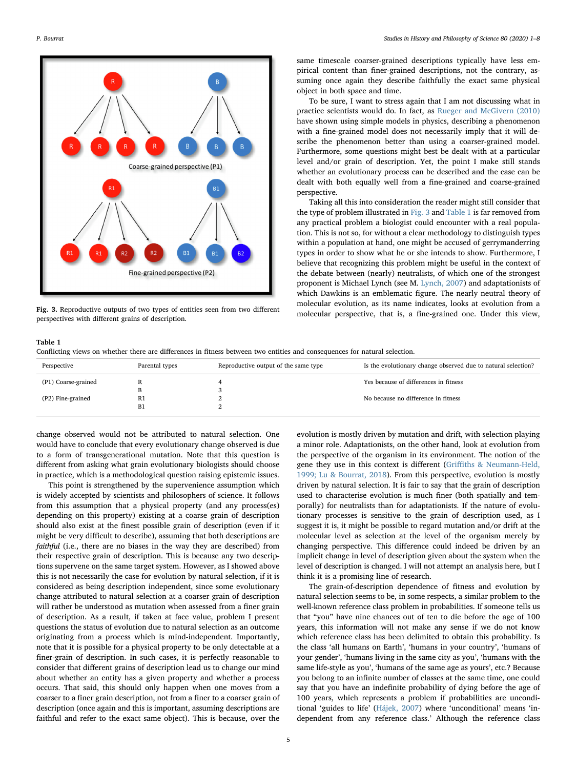Fig. 3. Reproductive outputs of two types of entities seen from two different perspectives with different grains of description.

same timescale coarser-grained descriptions typically have less empirical content than finer-grained descriptions, not the contrary, assuming once again they describe faithfully the exact same physical object in both space and time.

To be sure, I want to stress again that I am not discussing what in practice scientists would do. In fact, as Rueger and McGivern (2010) have shown using simple models in physics, describing a phenomenon with a fine-grained model does not necessarily imply that it will describe the phenomenon better than using a coarser-grained model. Furthermore, some questions might best be dealt with at a particular level and/or grain of description. Yet, the point I make still stands whether an evolutionary process can be described and the case can be dealt with both equally well from a fine-grained and coarse-grained perspective.

Taking all this into consideration the reader might still consider that the type of problem illustrated in Fig. 3 and Table 1 is far removed from any practical problem a biologist could encounter with a real population. This is not so, for without a clear methodology to distinguish types within a population at hand, one might be accused of gerrymandering types in order to show what he or she intends to show. Furthermore, I believe that recognizing this problem might be useful in the context of the debate between (nearly) neutralists, of which one of the strongest proponent is Michael Lynch (see M. Lynch, 2007) and adaptationists of which Dawkins is an emblematic figure. The nearly neutral theory of molecular evolution, as its name indicates, looks at evolution from a molecular perspective, that is, a fine-grained one. Under this view,

**Table 1**
Conflicting views on whether there are differences in fitness between two entities and consequences for natural selection.

| Perspective | Parental types | Reproductive output of the same type | Is the evolutionary change observed due to natural selection? |
|---|---|---|---|
| (P1) Coarse-grained | R | 4 | Yes because of differences in fitness |
| | B | 3 | |
| (P2) Fine-grained | R1 | 2 | No because no difference in fitness |
| | B1 | 2 | |

change observed would not be attributed to natural selection. One would have to conclude that every evolutionary change observed is due to a form of transgenerational mutation. Note that this question is different from asking what grain evolutionary biologists should choose in practice, which is a methodological question raising epistemic issues.

This point is strengthened by the supervenience assumption which is widely accepted by scientists and philosophers of science. It follows from this assumption that a physical property (and any process(es) depending on this property) existing at a coarse grain of description should also exist at the finest possible grain of description (even if it might be very difficult to describe), assuming that both descriptions are *faithful* (i.e., there are no biases in the way they are described) from their respective grain of description. This is because any two descriptions supervene on the same target system. However, as I showed above this is not necessarily the case for evolution by natural selection, if it is considered as being description independent, since some evolutionary change attributed to natural selection at a coarser grain of description will rather be understood as mutation when assessed from a finer grain of description. As a result, if taken at face value, problem I present questions the status of evolution due to natural selection as an outcome originating from a process which is mind-independent. Importantly, note that it is possible for a physical property to be only detectable at a finer-grain of description. In such cases, it is perfectly reasonable to consider that different grains of description lead us to change our mind about whether an entity has a given property and whether a process occurs. That said, this should only happen when one moves from a coarser to a finer grain description, not from a finer to a coarser grain of description (once again and this is important, assuming descriptions are faithful and refer to the exact same object). This is because, over the

evolution is mostly driven by mutation and drift, with selection playing a minor role. Adaptationists, on the other hand, look at evolution from the perspective of the organism in its environment. The notion of the gene they use in this context is different (Griffiths & Neumann-Held, 1999; Lu & Bourrat, 2018). From this perspective, evolution is mostly driven by natural selection. It is fair to say that the grain of description used to characterise evolution is much finer (both spatially and temporally) for neutralists than for adaptationists. If the nature of evolutionary processes is sensitive to the grain of description used, as I suggest it is, it might be possible to regard mutation and/or drift at the molecular level as selection at the level of the organism merely by changing perspective. This difference could indeed be driven by an implicit change in level of description given about the system when the level of description is changed. I will not attempt an analysis here, but I think it is a promising line of research.

The grain-of-description dependence of fitness and evolution by natural selection seems to be, in some respects, a similar problem to the well-known reference class problem in probabilities. If someone tells us that "you" have nine chances out of ten to die before the age of 100 years, this information will not make any sense if we do not know which reference class has been delimited to obtain this probability. Is the class 'all humans on Earth', 'humans in your country', 'humans of your gender', 'humans living in the same city as you', 'humans with the same life-style as you', 'humans of the same age as yours', etc.? Because you belong to an infinite number of classes at the same time, one could say that you have an indefinite probability of dying before the age of 100 years, which represents a problem if probabilities are unconditional 'guides to life' (Hájek, 2007) where 'unconditional' means 'independent from any reference class.' Although the reference class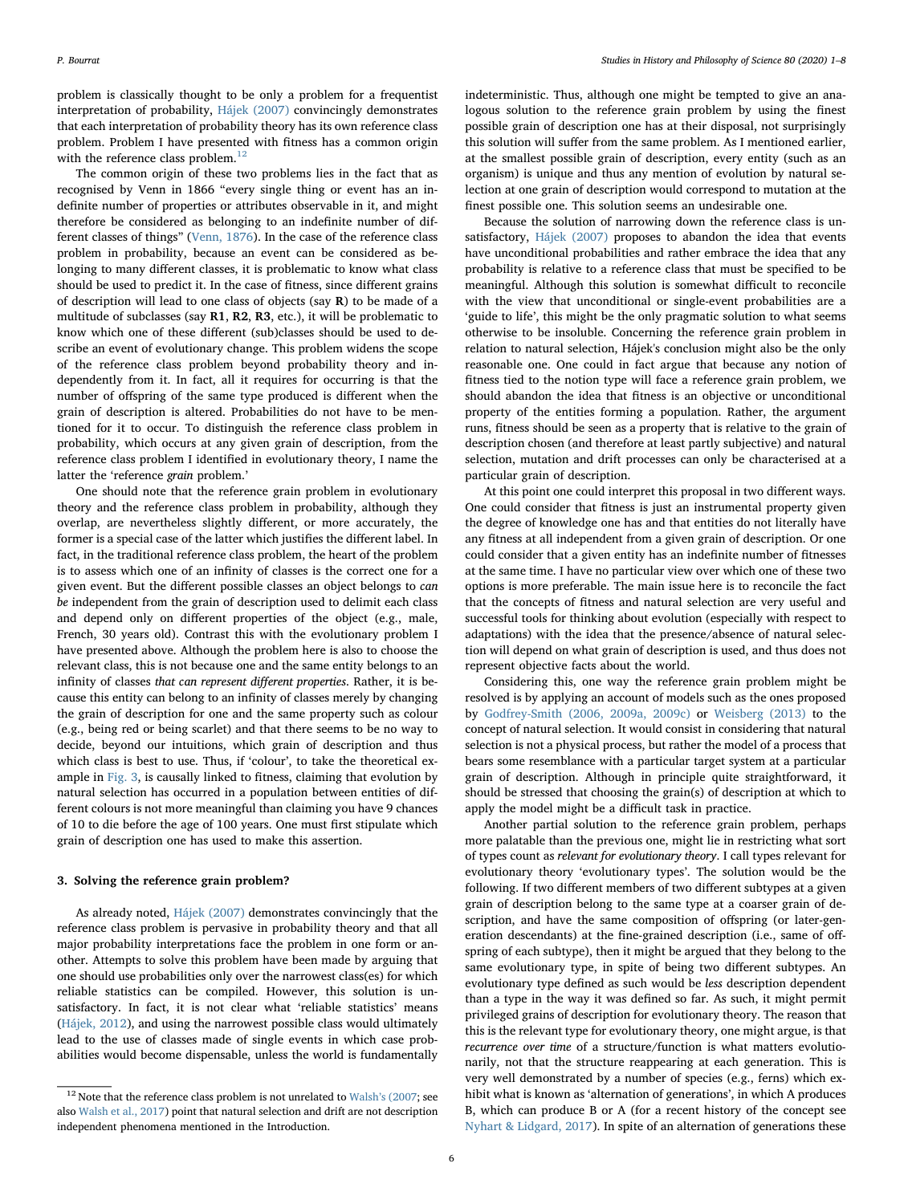problem is classically thought to be only a problem for a frequentist interpretation of probability, Hájek (2007) convincingly demonstrates that each interpretation of probability theory has its own reference class problem. Problem I have presented with fitness has a common origin with the reference class problem.[12]

The common origin of these two problems lies in the fact that as recognised by Venn in 1866 "every single thing or event has an indefinite number of properties or attributes observable in it, and might therefore be considered as belonging to an indefinite number of different classes of things" (Venn, 1876). In the case of the reference class problem in probability, because an event can be considered as belonging to many different classes, it is problematic to know what class should be used to predict it. In the case of fitness, since different grains of description will lead to one class of objects (say **R**) to be made of a multitude of subclasses (say **R1**, **R2**, **R3**, etc.), it will be problematic to know which one of these different (sub)classes should be used to describe an event of evolutionary change. This problem widens the scope of the reference class problem beyond probability theory and independently from it. In fact, all it requires for occurring is that the number of offspring of the same type produced is different when the grain of description is altered. Probabilities do not have to be mentioned for it to occur. To distinguish the reference class problem in probability, which occurs at any given grain of description, from the reference class problem I identified in evolutionary theory, I name the latter the 'reference *grain* problem.'

One should note that the reference grain problem in evolutionary theory and the reference class problem in probability, although they overlap, are nevertheless slightly different, or more accurately, the former is a special case of the latter which justifies the different label. In fact, in the traditional reference class problem, the heart of the problem is to assess which one of an infinity of classes is the correct one for a given event. But the different possible classes an object belongs to *can be* independent from the grain of description used to delimit each class and depend only on different properties of the object (e.g., male, French, 30 years old). Contrast this with the evolutionary problem I have presented above. Although the problem here is also to choose the relevant class, this is not because one and the same entity belongs to an infinity of classes *that can represent different properties*. Rather, it is because this entity can belong to an infinity of classes merely by changing the grain of description for one and the same property such as colour (e.g., being red or being scarlet) and that there seems to be no way to decide, beyond our intuitions, which grain of description and thus which class is best to use. Thus, if 'colour', to take the theoretical example in Fig. 3, is causally linked to fitness, claiming that evolution by natural selection has occurred in a population between entities of different colours is not more meaningful than claiming you have 9 chances of 10 to die before the age of 100 years. One must first stipulate which grain of description one has used to make this assertion.

## 3. Solving the reference grain problem?

As already noted, Hájek (2007) demonstrates convincingly that the reference class problem is pervasive in probability theory and that all major probability interpretations face the problem in one form or another. Attempts to solve this problem have been made by arguing that one should use probabilities only over the narrowest class(es) for which reliable statistics can be compiled. However, this solution is unsatisfactory. In fact, it is not clear what 'reliable statistics' means (Hájek, 2012), and using the narrowest possible class would ultimately lead to the use of classes made of single events in which case probabilities would become dispensable, unless the world is fundamentally indeterministic. Thus, although one might be tempted to give an analogous solution to the reference grain problem by using the finest possible grain of description one has at their disposal, not surprisingly this solution will suffer from the same problem. As I mentioned earlier, at the smallest possible grain of description, every entity (such as an organism) is unique and thus any mention of evolution by natural selection at one grain of description would correspond to mutation at the finest possible one. This solution seems an undesirable one.

Because the solution of narrowing down the reference class is unsatisfactory, Hájek (2007) proposes to abandon the idea that events have unconditional probabilities and rather embrace the idea that any probability is relative to a reference class that must be specified to be meaningful. Although this solution is somewhat difficult to reconcile with the view that unconditional or single-event probabilities are a 'guide to life', this might be the only pragmatic solution to what seems otherwise to be insoluble. Concerning the reference grain problem in relation to natural selection, Hájek's conclusion might also be the only reasonable one. One could in fact argue that because any notion of fitness tied to the notion type will face a reference grain problem, we should abandon the idea that fitness is an objective or unconditional property of the entities forming a population. Rather, the argument runs, fitness should be seen as a property that is relative to the grain of description chosen (and therefore at least partly subjective) and natural selection, mutation and drift processes can only be characterised at a particular grain of description.

At this point one could interpret this proposal in two different ways. One could consider that fitness is just an instrumental property given the degree of knowledge one has and that entities do not literally have any fitness at all independent from a given grain of description. Or one could consider that a given entity has an indefinite number of fitnesses at the same time. I have no particular view over which one of these two options is more preferable. The main issue here is to reconcile the fact that the concepts of fitness and natural selection are very useful and successful tools for thinking about evolution (especially with respect to adaptations) with the idea that the presence/absence of natural selection will depend on what grain of description is used, and thus does not represent objective facts about the world.

Considering this, one way the reference grain problem might be resolved is by applying an account of models such as the ones proposed by Godfrey-Smith (2006, 2009a, 2009c) or Weisberg (2013) to the concept of natural selection. It would consist in considering that natural selection is not a physical process, but rather the model of a process that bears some resemblance with a particular target system at a particular grain of description. Although in principle quite straightforward, it should be stressed that choosing the grain(s) of description at which to apply the model might be a difficult task in practice.

Another partial solution to the reference grain problem, perhaps more palatable than the previous one, might lie in restricting what sort of types count as *relevant for evolutionary theory*. I call types relevant for evolutionary theory 'evolutionary types'. The solution would be the following. If two different members of two different subtypes at a given grain of description belong to the same type at a coarser grain of description, and have the same composition of offspring (or later-generation descendants) at the fine-grained description (i.e., same of offspring of each subtype), then it might be argued that they belong to the same evolutionary type, in spite of being two different subtypes. An evolutionary type defined as such would be *less* description dependent than a type in the way it was defined so far. As such, it might permit privileged grains of description for evolutionary theory. The reason that this is the relevant type for evolutionary theory, one might argue, is that *recurrence over time* of a structure/function is what matters evolutionarily, not that the structure reappearing at each generation. This is very well demonstrated by a number of species (e.g., ferns) which exhibit what is known as 'alternation of generations', in which A produces B, which can produce B or A (for a recent history of the concept see Nyhart & Lidgard, 2017). In spite of an alternation of generations these

[12] Note that the reference class problem is not unrelated to Walsh's (2007; see also Walsh et al., 2017) point that natural selection and drift are not description independent phenomena mentioned in the Introduction.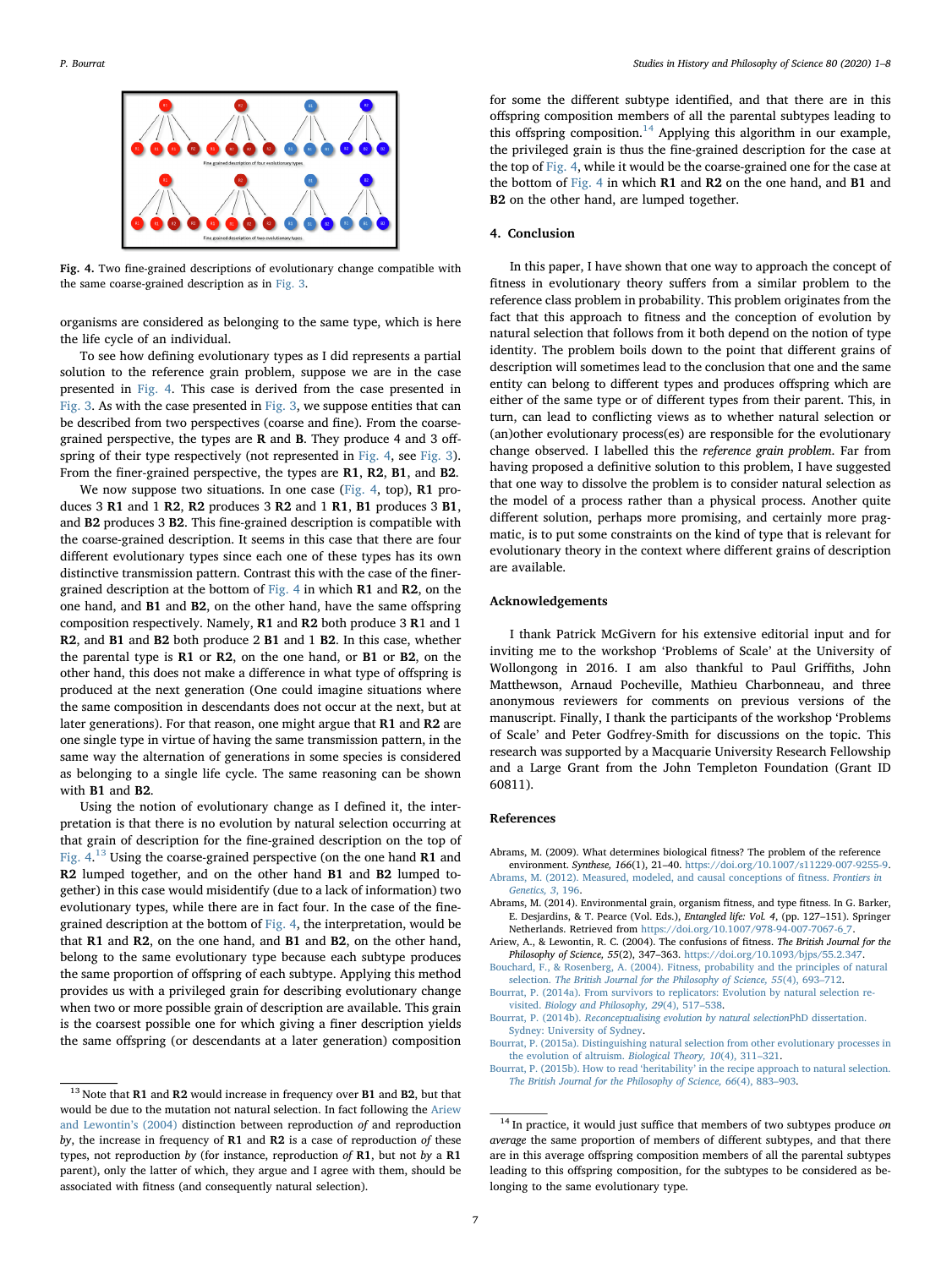Fig. 4. Two fine-grained descriptions of evolutionary change compatible with the same coarse-grained description as in Fig. 3.

organisms are considered as belonging to the same type, which is here the life cycle of an individual.

To see how defining evolutionary types as I did represents a partial solution to the reference grain problem, suppose we are in the case presented in Fig. 4. This case is derived from the case presented in Fig. 3. As with the case presented in Fig. 3, we suppose entities that can be described from two perspectives (coarse and fine). From the coarse-grained perspective, the types are **R** and **B**. They produce 4 and 3 offspring of their type respectively (not represented in Fig. 4, see Fig. 3). From the finer-grained perspective, the types are **R1**, **R2**, **B1**, and **B2**.

We now suppose two situations. In one case (Fig. 4, top), **R1** produces 3 **R1** and 1 **R2**, **R2** produces 3 **R2** and 1 **R1**, **B1** produces 3 **B1**, and **B2** produces 3 **B2**. This fine-grained description is compatible with the coarse-grained description. It seems in this case that there are four different evolutionary types since each one of these types has its own distinctive transmission pattern. Contrast this with the case of the finer-grained description at the bottom of Fig. 4 in which **R1** and **R2**, on the one hand, and **B1** and **B2**, on the other hand, have the same offspring composition respectively. Namely, **R1** and **R2** both produce 3 **R1** and 1 **R2**, and **B1** and **B2** both produce 2 **B1** and 1 **B2**. In this case, whether the parental type is **R1** or **R2**, on the one hand, or **B1** or **B2**, on the other hand, this does not make a difference in what type of offspring is produced at the next generation (One could imagine situations where the same composition in descendants does not occur at the next, but at later generations). For that reason, one might argue that **R1** and **R2** are one single type in virtue of having the same transmission pattern, in the same way the alternation of generations in some species is considered as belonging to a single life cycle. The same reasoning can be shown with **B1** and **B2**.

Using the notion of evolutionary change as I defined it, the interpretation is that there is no evolution by natural selection occurring at that grain of description for the fine-grained description on the top of Fig. 4.[13] Using the coarse-grained perspective (on the one hand **R1** and **R2** lumped together, and on the other hand **B1** and **B2** lumped together) in this case would misidentify (due to a lack of information) two evolutionary types, while there are in fact four. In the case of the fine-grained description at the bottom of Fig. 4, the interpretation, would be that **R1** and **R2**, on the one hand, and **B1** and **B2**, on the other hand, belong to the same evolutionary type because each subtype produces the same proportion of offspring of each subtype. Applying this method provides us with a privileged grain for describing evolutionary change when two or more possible grain of description are available. This grain is the coarsest possible one for which giving a finer description yields the same offspring (or descendants at a later generation) composition for some the different subtype identified, and that there are in this offspring composition members of all the parental subtypes leading to this offspring composition.[14] Applying this algorithm in our example, the privileged grain is thus the fine-grained description for the case at the top of Fig. 4, while it would be the coarse-grained one for the case at the bottom of Fig. 4 in which **R1** and **R2** on the one hand, and **B1** and **B2** on the other hand, are lumped together.

## 4. Conclusion

In this paper, I have shown that one way to approach the concept of fitness in evolutionary theory suffers from a similar problem to the reference class problem in probability. This problem originates from the fact that this approach to fitness and the conception of evolution by natural selection that follows from it both depend on the notion of type identity. The problem boils down to the point that different grains of description will sometimes lead to the conclusion that one and the same entity can belong to different types and produces offspring which are either of the same type or of different types from their parent. This, in turn, can lead to conflicting views as to whether natural selection or (an)other evolutionary process(es) are responsible for the evolutionary change observed. I labelled this the *reference grain problem*. Far from having proposed a definitive solution to this problem, I have suggested that one way to dissolve the problem is to consider natural selection as the model of a process rather than a physical process. Another quite different solution, perhaps more promising, and certainly more pragmatic, is to put some constraints on the kind of type that is relevant for evolutionary theory in the context where different grains of description are available.

## Acknowledgements

I thank Patrick McGivern for his extensive editorial input and for inviting me to the workshop 'Problems of Scale' at the University of Wollongong in 2016. I am also thankful to Paul Griffiths, John Matthewson, Arnaud Pocheville, Mathieu Charbonneau, and three anonymous reviewers for comments on previous versions of the manuscript. Finally, I thank the participants of the workshop 'Problems of Scale' and Peter Godfrey-Smith for discussions on the topic. This research was supported by a Macquarie University Research Fellowship and a Large Grant from the John Templeton Foundation (Grant ID 60811).

## References

Abrams, M. (2009). What determines biological fitness? The problem of the reference environment. *Synthese, 166*(1), 21–40. https://doi.org/10.1007/s11229-007-9255-9.

Abrams, M. (2012). Measured, modeled, and causal conceptions of fitness. *Frontiers in Genetics, 3*, 196.

Abrams, M. (2014). Environmental grain, organism fitness, and type fitness. In G. Barker, E. Desjardins, & T. Pearce (Vol. Eds.), *Entangled life: Vol. 4*, (pp. 127–151). Springer Netherlands. Retrieved from https://doi.org/10.1007/978-94-007-7067-6_7.

Ariew, A., & Lewontin, R. C. (2004). The confusions of fitness. *The British Journal for the Philosophy of Science, 55*(2), 347–363. https://doi.org/10.1093/bjps/55.2.347.

Bouchard, F., & Rosenberg, A. (2004). Fitness, probability and the principles of natural selection. *The British Journal for the Philosophy of Science, 55*(4), 693–712.

Bourrat, P. (2014a). From survivors to replicators: Evolution by natural selection revisited. *Biology and Philosophy, 29*(4), 517–538.

Bourrat, P. (2014b). *Reconceptualising evolution by natural selection*PhD dissertation. Sydney: University of Sydney.

Bourrat, P. (2015a). Distinguishing natural selection from other evolutionary processes in the evolution of altruism. *Biological Theory, 10*(4), 311–321.

Bourrat, P. (2015b). How to read 'heritability' in the recipe approach to natural selection. *The British Journal for the Philosophy of Science, 66*(4), 883–903.

---

[13] Note that **R1** and **R2** would increase in frequency over **B1** and **B2**, but that would be due to the mutation not natural selection. In fact following the Ariew and Lewontin's (2004) distinction between reproduction *of* and reproduction *by*, the increase in frequency of **R1** and **R2** is a case of reproduction *of* these types, not reproduction *by* (for instance, reproduction *of* **R1**, but not *by* a **R1** parent), only the latter of which, they argue and I agree with them, should be associated with fitness (and consequently natural selection).

[14] In practice, it would just suffice that members of two subtypes produce *on average* the same proportion of members of different subtypes, and that there are in this average offspring composition members of all the parental subtypes leading to this offspring composition, for the subtypes to be considered as belonging to the same evolutionary type.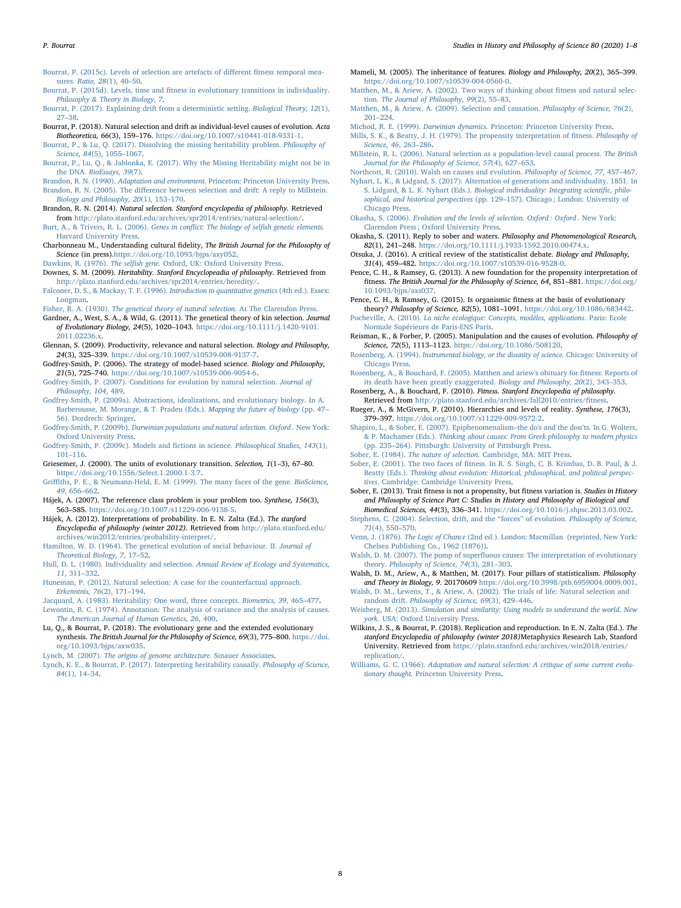Bourrat, P. (2015c). Levels of selection are artefacts of different fitness temporal measures. *Ratio, 28*(1), 40–50.

Bourrat, P. (2015d). Levels, time and fitness in evolutionary transitions in individuality. *Philosophy & Theory in Biology, 7*.

Bourrat, P. (2017). Explaining drift from a deterministic setting. *Biological Theory, 12*(1), 27–38.

Bourrat, P. (2018). Natural selection and drift as individual-level causes of evolution. *Acta Biotheoretica, 66*(3), 159–176. https://doi.org/10.1007/s10441-018-9331-1.

Bourrat, P., & Lu, Q. (2017). Dissolving the missing heritability problem. *Philosophy of Science, 84*(5), 1055–1067.

Bourrat, P., Lu, Q., & Jablonka, E. (2017). Why the Missing Heritability might not be in the DNA. *BioEssays, 39*(7).

Brandon, R. N. (1990). *Adaptation and environment.* Princeton: Princeton University Press.

Brandon, R. N. (2005). The difference between selection and drift: A reply to Millstein. *Biology and Philosophy, 20*(1), 153–170.

Brandon, R. N. (2014). *Natural selection. Stanford encyclopedia of philosophy.* Retrieved from http://plato.stanford.edu/archives/spr2014/entries/natural-selection/.

Burt, A., & Trivers, R. L. (2006). *Genes in conflict: The biology of selfish genetic elements.* Harvard University Press.

Charbonneau M., Understanding cultural fidelity, *The British Journal for the Philosophy of Science* (in press).https://doi.org/10.1093/bjps/axy052.

Dawkins, R. (1976). *The selfish gene.* Oxford, UK: Oxford University Press.

Downes, S. M. (2009). *Heritability. Stanford Encyclopaedia of philosophy.* Retrieved from http://plato.stanford.edu/archives/spr2014/entries/heredity/.

Falconer, D. S., & Mackay, T. F. (1996). *Introduction to quantitative genetics* (4th ed.). Essex: Longman.

Fisher, R. A. (1930). *The genetical theory of natural selection.* At The Clarendon Press.

Gardner, A., West, S. A., & Wild, G. (2011). The genetical theory of kin selection. *Journal of Evolutionary Biology, 24*(5), 1020–1043. https://doi.org/10.1111/j.1420-9101.2011.02236.x.

Glennan, S. (2009). Productivity, relevance and natural selection. *Biology and Philosophy, 24*(3), 325–339. https://doi.org/10.1007/s10539-008-9137-7.

Godfrey-Smith, P. (2006). The strategy of model-based science. *Biology and Philosophy, 21*(5), 725–740. https://doi.org/10.1007/s10539-006-9054-6.

Godfrey-Smith, P. (2007). Conditions for evolution by natural selection. *Journal of Philosophy, 104*, 489.

Godfrey-Smith, P. (2009a). Abstractions, idealizations, and evolutionary biology. In A. Barberousse, M. Morange, & T. Pradeu (Eds.). *Mapping the future of biology* (pp. 47–56). Dordrech: Springer.

Godfrey-Smith, P. (2009b). *Darwinian populations and natural selection. Oxford*. New York: Oxford University Press.

Godfrey-Smith, P. (2009c). Models and fictions in science. *Philosophical Studies, 143*(1), 101–116.

Griesemer, J. (2000). The units of evolutionary transition. *Selection, 1*(1–3), 67–80. https://doi.org/10.1556/Select.1.2000.1-3.7.

Griffiths, P. E., & Neumann-Held, E. M. (1999). The many faces of the gene. *BioScience, 49*, 656–662.

Hájek, A. (2007). The reference class problem is your problem too. *Synthese, 156*(3), 563–585. https://doi.org/10.1007/s11229-006-9138-5.

Hájek, A. (2012). Interpretations of probability. In E. N. Zalta (Ed.). *The stanford Encyclopedia of philosophy (winter 2012)*. Retrieved from http://plato.stanford.edu/archives/win2012/entries/probability-interpret/.

Hamilton, W. D. (1964). The genetical evolution of social behaviour. II. *Journal of Theoretical Biology, 7*, 17–52.

Hull, D. L. (1980). Individuality and selection. *Annual Review of Ecology and Systematics, 11*, 311–332.

Huneman, P. (2012). Natural selection: A case for the counterfactual approach. *Erkenntnis, 76*(2), 171–194.

Jacquard, A. (1983). Heritability: One word, three concepts. *Biometrics, 39*, 465–477.

Lewontin, R. C. (1974). Annotation: The analysis of variance and the analysis of causes. *The American Journal of Human Genetics, 26*, 400.

Lu, Q., & Bourrat, P. (2018). The evolutionary gene and the extended evolutionary synthesis. *The British Journal for the Philosophy of Science, 69*(3), 775–800. https://doi.org/10.1093/bjps/axw035.

Lynch, M. (2007). *The origins of genome architecture.* Sinauer Associates.

Lynch, K. E., & Bourrat, P. (2017). Interpreting heritability causally. *Philosophy of Science, 84*(1), 14–34.

Mameli, M. (2005). The inheritance of features. *Biology and Philosophy, 20*(2), 365–399. https://doi.org/10.1007/s10539-004-0560-0.

Matthen, M., & Ariew, A. (2002). Two ways of thinking about fitness and natural selection. *The Journal of Philosophy, 99*(2), 55–83.

Matthen, M., & Ariew, A. (2009). Selection and causation. *Philosophy of Science, 76*(2), 201–224.

Michod, R. E. (1999). *Darwinian dynamics.* Princeton: Princeton University Press.

Mills, S. K., & Beatty, J. H. (1979). The propensity interpretation of fitness. *Philosophy of Science, 46*, 263–286.

Millstein, R. L. (2006). Natural selection as a population-level causal process. *The British Journal for the Philosophy of Science, 57*(4), 627–653.

Northcott, R. (2010). Walsh on causes and evolution. *Philosophy of Science, 77*, 457–467.

Nyhart, L. K., & Lidgard, S. (2017). Alternation of generations and individuality. 1851. In S. Lidgard, & L. K. Nyhart (Eds.). *Biological individuality: Integrating scientific, philosophical, and historical perspectives* (pp. 129–157). Chicago ; London: University of Chicago Press.

Okasha, S. (2006). *Evolution and the levels of selection. Oxford : Oxford*. New York: Clarendon Press ; Oxford University Press.

Okasha, S. (2011). Reply to sober and waters. *Philosophy and Phenomenological Research, 82*(1), 241–248. https://doi.org/10.1111/j.1933-1592.2010.00474.x.

Otsuka, J. (2016). A critical review of the statisticalist debate. *Biology and Philosophy, 31*(4), 459–482. https://doi.org/10.1007/s10539-016-9528-0.

Pence, C. H., & Ramsey, G. (2013). A new foundation for the propensity interpretation of fitness. *The British Journal for the Philosophy of Science, 64*, 851–881. https://doi.org/10.1093/bjps/axs037.

Pence, C. H., & Ramsey, G. (2015). Is organismic fitness at the basis of evolutionary theory? *Philosophy of Science, 82*(5), 1081–1091. https://doi.org/10.1086/683442.

Pocheville, A. (2010). *La niche ecologique: Concepts, modèles, applications.* Paris: Ecole Normale Supérieure de Paris-ENS Paris.

Reisman, K., & Forber, P. (2005). Manipulation and the causes of evolution. *Philosophy of Science, 72*(5), 1113–1123. https://doi.org/10.1086/508120.

Rosenberg, A. (1994). *Instrumental biology, or the disunity of science.* Chicago: University of Chicago Press.

Rosenberg, A., & Bouchard, F. (2005). Matthen and ariew's obituary for fitness: Reports of its death have been greatly exaggerated. *Biology and Philosophy, 20*(2), 343–353.

Rosenberg, A., & Bouchard, F. (2010). *Fitness. Stanford Encyclopedia of philosophy.* Retrieved from http://plato.stanford.edu/archives/fall2010/entries/fitness.

Rueger, A., & McGivern, P. (2010). Hierarchies and levels of reality. *Synthese, 176*(3), 379–397. https://doi.org/10.1007/s11229-009-9572-2.

Shapiro, L., & Sober, E. (2007). Epiphenomenalism–the do's and the don'ts. In G. Wolters, & P. Machamer (Eds.). *Thinking about causes: From Greek philosophy to modern physics* (pp. 235–264). Pittsburgh: University of Pittsburgh Press.

Sober, E. (1984). *The nature of selection.* Cambridge, MA: MIT Press.

Sober, E. (2001). The two faces of fitness. In R. S. Singh, C. B. Krimbas, D. B. Paul, & J. Beatty (Eds.). *Thinking about evolution: Historical, philosophical, and political perspectives*. Cambridge: Cambridge University Press.

Sober, E. (2013). Trait fitness is not a propensity, but fitness variation is. *Studies in History and Philosophy of Science Part C: Studies in History and Philosophy of Biological and Biomedical Sciences, 44*(3), 336–341. https://doi.org/10.1016/j.shpsc.2013.03.002.

Stephens, C. (2004). Selection, drift, and the "forces" of evolution. *Philosophy of Science, 71*(4), 550–570.

Venn, J. (1876). *The Logic of Chance* (2nd ed.). London: Macmillan (reprinted, New York: Chelsea Publishing Co., 1962 (1876)).

Walsh, D. M. (2007). The pomp of superfluous causes: The interpretation of evolutionary theory. *Philosophy of Science, 74*(3), 281–303.

Walsh, D. M., Ariew, A., & Matthen, M. (2017). Four pillars of statisticalism. *Philosophy and Theory in Biology, 9*. 20170609 https://doi.org/10.3998/ptb.6959004.0009.001.

Walsh, D. M., Lewens, T., & Ariew, A. (2002). The trials of life: Natural selection and random drift. *Philosophy of Science, 69*(3), 429–446.

Weisberg, M. (2013). *Simulation and similarity: Using models to understand the world. New york.* USA: Oxford University Press.

Wilkins, J. S., & Bourrat, P. (2018). Replication and reproduction. In E. N. Zalta (Ed.). *The stanford Encyclopedia of philosophy (winter 2018)*Metaphysics Research Lab, Stanford University. Retrieved from https://plato.stanford.edu/archives/win2018/entries/replication/.

Williams, G. C. (1966). *Adaptation and natural selection: A critique of some current evolutionary thought.* Princeton University Press.